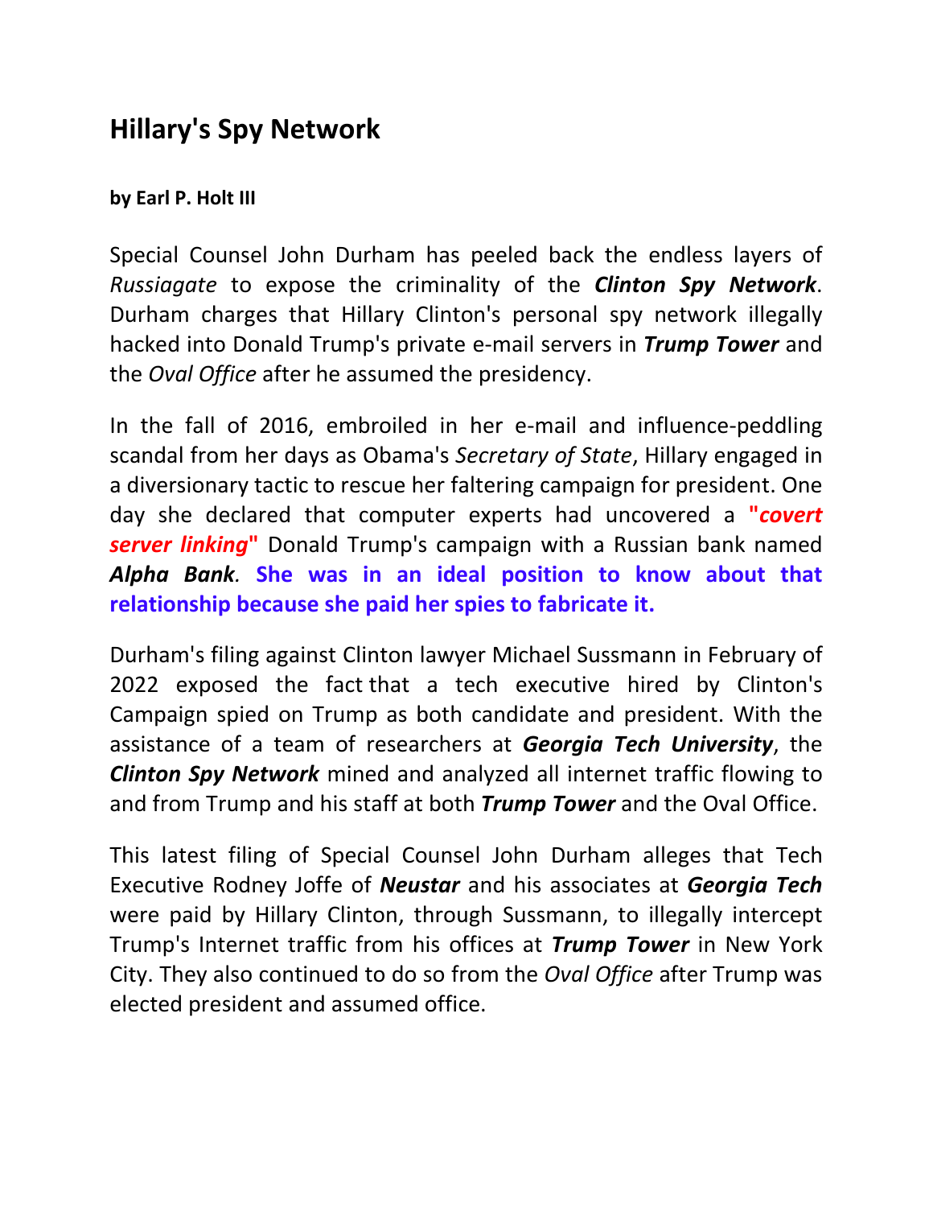## Hillary's Spy Network

**by Earl P. Holt III**

Special Counsel John Durham has peeled back the endless layers of *Russiagate* to expose the criminality of the ***Clinton Spy Network***. Durham charges that Hillary Clinton's personal spy network illegally hacked into Donald Trump's private e-mail servers in ***Trump Tower*** and the *Oval Office* after he assumed the presidency.

In the fall of 2016, embroiled in her e-mail and influence-peddling scandal from her days as Obama's *Secretary of State*, Hillary engaged in a diversionary tactic to rescue her faltering campaign for president. One day she declared that computer experts had uncovered a **"*covert server linking*"** Donald Trump's campaign with a Russian bank named ***Alpha Bank***. **She was in an ideal position to know about that relationship because she paid her spies to fabricate it.**

Durham's filing against Clinton lawyer Michael Sussmann in February of 2022 exposed the fact that a tech executive hired by Clinton's Campaign spied on Trump as both candidate and president. With the assistance of a team of researchers at ***Georgia Tech University***, the ***Clinton Spy Network*** mined and analyzed all internet traffic flowing to and from Trump and his staff at both ***Trump Tower*** and the Oval Office.

This latest filing of Special Counsel John Durham alleges that Tech Executive Rodney Joffe of ***Neustar*** and his associates at ***Georgia Tech*** were paid by Hillary Clinton, through Sussmann, to illegally intercept Trump's Internet traffic from his offices at ***Trump Tower*** in New York City. They also continued to do so from the *Oval Office* after Trump was elected president and assumed office.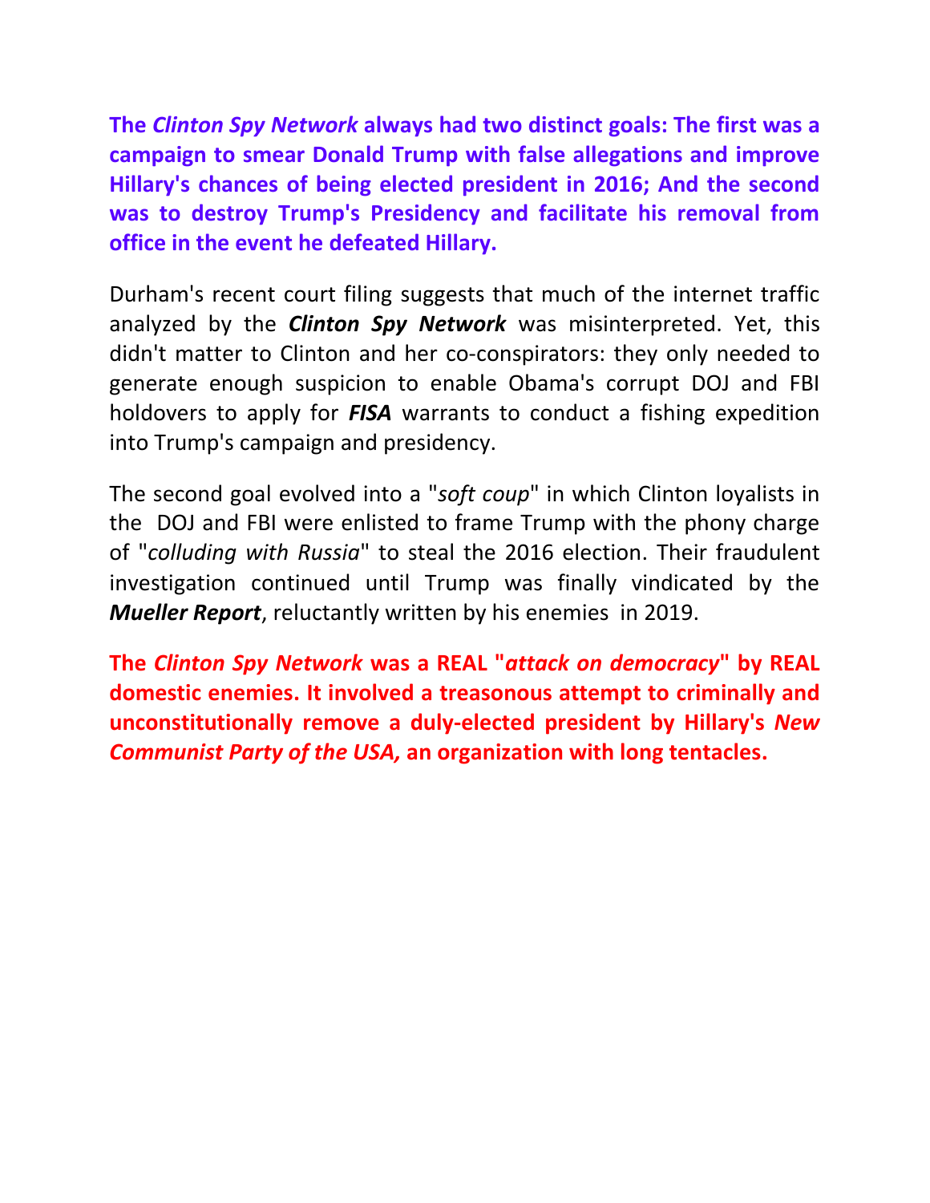**The *Clinton Spy Network* always had two distinct goals: The first was a campaign to smear Donald Trump with false allegations and improve Hillary's chances of being elected president in 2016; And the second was to destroy Trump's Presidency and facilitate his removal from office in the event he defeated Hillary.**

Durham's recent court filing suggests that much of the internet traffic analyzed by the ***Clinton Spy Network*** was misinterpreted. Yet, this didn't matter to Clinton and her co-conspirators: they only needed to generate enough suspicion to enable Obama's corrupt DOJ and FBI holdovers to apply for ***FISA*** warrants to conduct a fishing expedition into Trump's campaign and presidency.

The second goal evolved into a "*soft coup*" in which Clinton loyalists in the DOJ and FBI were enlisted to frame Trump with the phony charge of "*colluding with Russia*" to steal the 2016 election. Their fraudulent investigation continued until Trump was finally vindicated by the ***Mueller Report***, reluctantly written by his enemies in 2019.

**The *Clinton Spy Network* was a REAL "*attack on democracy*" by REAL domestic enemies. It involved a treasonous attempt to criminally and unconstitutionally remove a duly-elected president by Hillary's *New Communist Party of the USA,* an organization with long tentacles.**